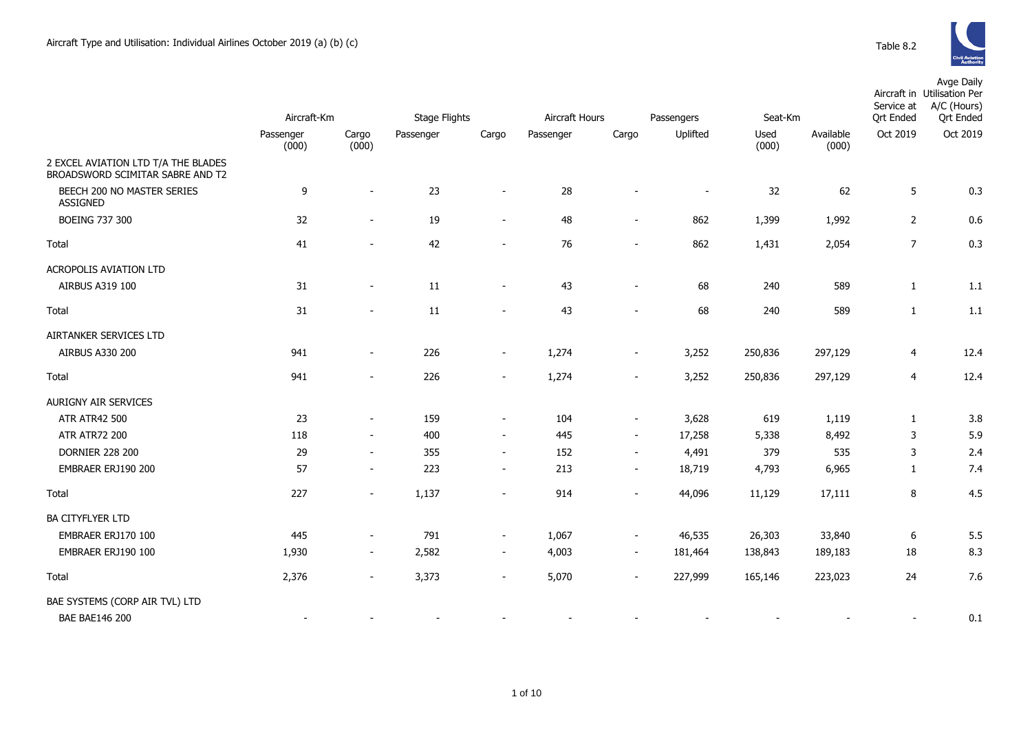# Aircraft Type and Utilisation: Individual Airlines October 2019 (a) (b) (c)

Table 8.2

| | Aircraft-Km | | Stage Flights | | Aircraft Hours | | Passengers | Seat-Km | | Aircraft in Service at Qrt Ended | Avge Daily Utilisation Per A/C (Hours) Qrt Ended |
|---|---|---|---|---|---|---|---|---|---|---|---|
| | Passenger (000) | Cargo (000) | Passenger | Cargo | Passenger | Cargo | Uplifted | Used (000) | Available (000) | Oct 2019 | Oct 2019 |
| **2 EXCEL AVIATION LTD T/A THE BLADES BROADSWORD SCIMITAR SABRE AND T2** | | | | | | | | | | | |
| BEECH 200 NO MASTER SERIES ASSIGNED | 9 | - | 23 | - | 28 | - | - | 32 | 62 | 5 | 0.3 |
| BOEING 737 300 | 32 | - | 19 | - | 48 | - | 862 | 1,399 | 1,992 | 2 | 0.6 |
| Total | 41 | - | 42 | - | 76 | - | 862 | 1,431 | 2,054 | 7 | 0.3 |
| **ACROPOLIS AVIATION LTD** | | | | | | | | | | | |
| AIRBUS A319 100 | 31 | - | 11 | - | 43 | - | 68 | 240 | 589 | 1 | 1.1 |
| Total | 31 | - | 11 | - | 43 | - | 68 | 240 | 589 | 1 | 1.1 |
| **AIRTANKER SERVICES LTD** | | | | | | | | | | | |
| AIRBUS A330 200 | 941 | - | 226 | - | 1,274 | - | 3,252 | 250,836 | 297,129 | 4 | 12.4 |
| Total | 941 | - | 226 | - | 1,274 | - | 3,252 | 250,836 | 297,129 | 4 | 12.4 |
| **AURIGNY AIR SERVICES** | | | | | | | | | | | |
| ATR ATR42 500 | 23 | - | 159 | - | 104 | - | 3,628 | 619 | 1,119 | 1 | 3.8 |
| ATR ATR72 200 | 118 | - | 400 | - | 445 | - | 17,258 | 5,338 | 8,492 | 3 | 5.9 |
| DORNIER 228 200 | 29 | - | 355 | - | 152 | - | 4,491 | 379 | 535 | 3 | 2.4 |
| EMBRAER ERJ190 200 | 57 | - | 223 | - | 213 | - | 18,719 | 4,793 | 6,965 | 1 | 7.4 |
| Total | 227 | - | 1,137 | - | 914 | - | 44,096 | 11,129 | 17,111 | 8 | 4.5 |
| **BA CITYFLYER LTD** | | | | | | | | | | | |
| EMBRAER ERJ170 100 | 445 | - | 791 | - | 1,067 | - | 46,535 | 26,303 | 33,840 | 6 | 5.5 |
| EMBRAER ERJ190 100 | 1,930 | - | 2,582 | - | 4,003 | - | 181,464 | 138,843 | 189,183 | 18 | 8.3 |
| Total | 2,376 | - | 3,373 | - | 5,070 | - | 227,999 | 165,146 | 223,023 | 24 | 7.6 |
| **BAE SYSTEMS (CORP AIR TVL) LTD** | | | | | | | | | | | |
| BAE BAE146 200 | - | - | - | - | - | - | - | - | - | - | 0.1 |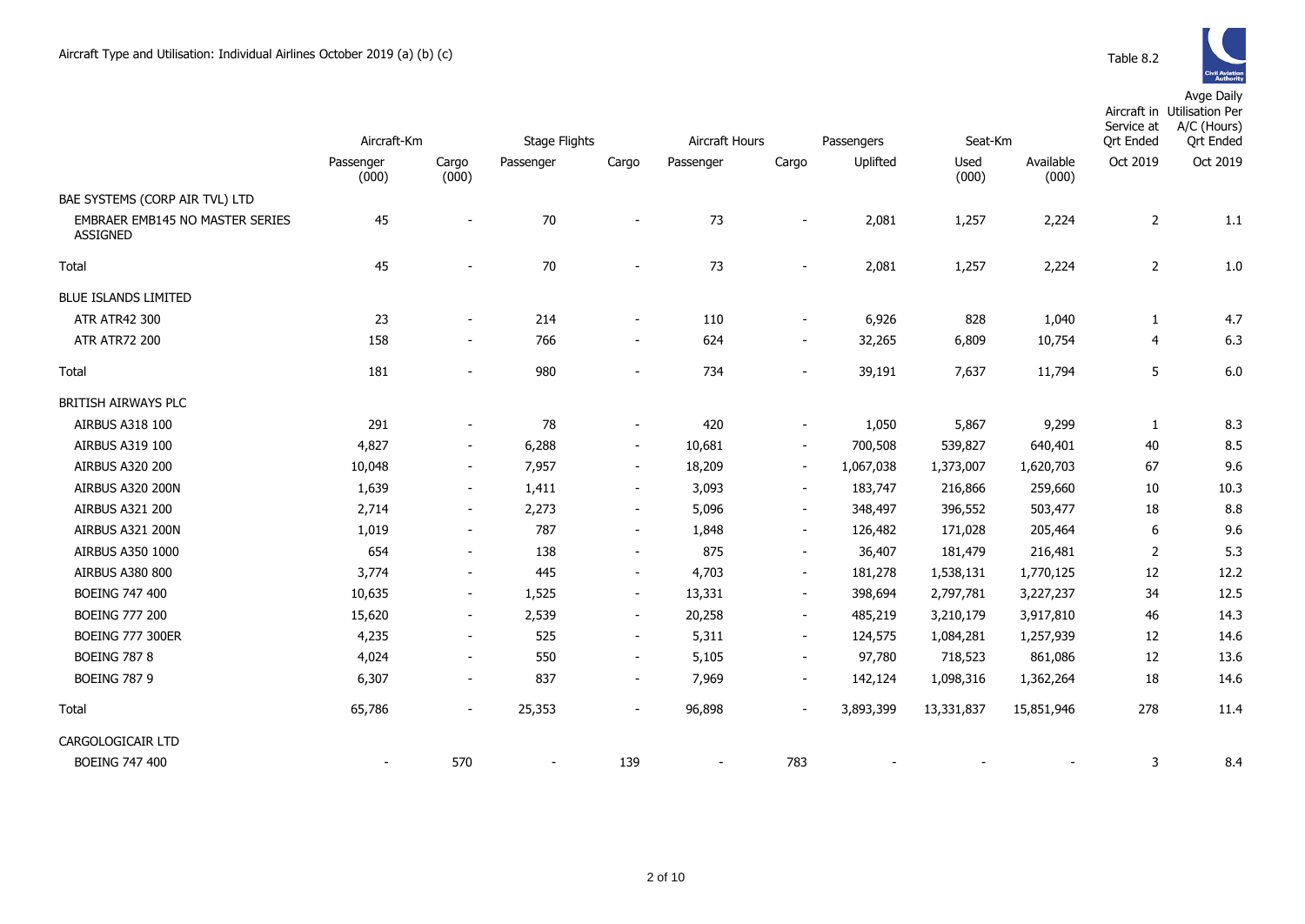Aircraft Type and Utilisation: Individual Airlines October 2019 (a) (b) (c)

Table 8.2

| | Aircraft-Km | | Stage Flights | | Aircraft Hours | | Passengers | Seat-Km | | Aircraft in Service at Qrt Ended | Avge Daily Utilisation Per A/C (Hours) Qrt Ended |
|---|---|---|---|---|---|---|---|---|---|---|---|
| | Passenger (000) | Cargo (000) | Passenger | Cargo | Passenger | Cargo | Uplifted | Used (000) | Available (000) | Oct 2019 | Oct 2019 |
| BAE SYSTEMS (CORP AIR TVL) LTD | | | | | | | | | | | |
| EMBRAER EMB145 NO MASTER SERIES ASSIGNED | 45 | - | 70 | - | 73 | - | 2,081 | 1,257 | 2,224 | 2 | 1.1 |
| Total | 45 | - | 70 | - | 73 | - | 2,081 | 1,257 | 2,224 | 2 | 1.0 |
| BLUE ISLANDS LIMITED | | | | | | | | | | | |
| ATR ATR42 300 | 23 | - | 214 | - | 110 | - | 6,926 | 828 | 1,040 | 1 | 4.7 |
| ATR ATR72 200 | 158 | - | 766 | - | 624 | - | 32,265 | 6,809 | 10,754 | 4 | 6.3 |
| Total | 181 | - | 980 | - | 734 | - | 39,191 | 7,637 | 11,794 | 5 | 6.0 |
| BRITISH AIRWAYS PLC | | | | | | | | | | | |
| AIRBUS A318 100 | 291 | - | 78 | - | 420 | - | 1,050 | 5,867 | 9,299 | 1 | 8.3 |
| AIRBUS A319 100 | 4,827 | - | 6,288 | - | 10,681 | - | 700,508 | 539,827 | 640,401 | 40 | 8.5 |
| AIRBUS A320 200 | 10,048 | - | 7,957 | - | 18,209 | - | 1,067,038 | 1,373,007 | 1,620,703 | 67 | 9.6 |
| AIRBUS A320 200N | 1,639 | - | 1,411 | - | 3,093 | - | 183,747 | 216,866 | 259,660 | 10 | 10.3 |
| AIRBUS A321 200 | 2,714 | - | 2,273 | - | 5,096 | - | 348,497 | 396,552 | 503,477 | 18 | 8.8 |
| AIRBUS A321 200N | 1,019 | - | 787 | - | 1,848 | - | 126,482 | 171,028 | 205,464 | 6 | 9.6 |
| AIRBUS A350 1000 | 654 | - | 138 | - | 875 | - | 36,407 | 181,479 | 216,481 | 2 | 5.3 |
| AIRBUS A380 800 | 3,774 | - | 445 | - | 4,703 | - | 181,278 | 1,538,131 | 1,770,125 | 12 | 12.2 |
| BOEING 747 400 | 10,635 | - | 1,525 | - | 13,331 | - | 398,694 | 2,797,781 | 3,227,237 | 34 | 12.5 |
| BOEING 777 200 | 15,620 | - | 2,539 | - | 20,258 | - | 485,219 | 3,210,179 | 3,917,810 | 46 | 14.3 |
| BOEING 777 300ER | 4,235 | - | 525 | - | 5,311 | - | 124,575 | 1,084,281 | 1,257,939 | 12 | 14.6 |
| BOEING 787 8 | 4,024 | - | 550 | - | 5,105 | - | 97,780 | 718,523 | 861,086 | 12 | 13.6 |
| BOEING 787 9 | 6,307 | - | 837 | - | 7,969 | - | 142,124 | 1,098,316 | 1,362,264 | 18 | 14.6 |
| Total | 65,786 | - | 25,353 | - | 96,898 | - | 3,893,399 | 13,331,837 | 15,851,946 | 278 | 11.4 |
| CARGOLOGICAIR LTD | | | | | | | | | | | |
| BOEING 747 400 | - | 570 | - | 139 | - | 783 | - | - | - | 3 | 8.4 |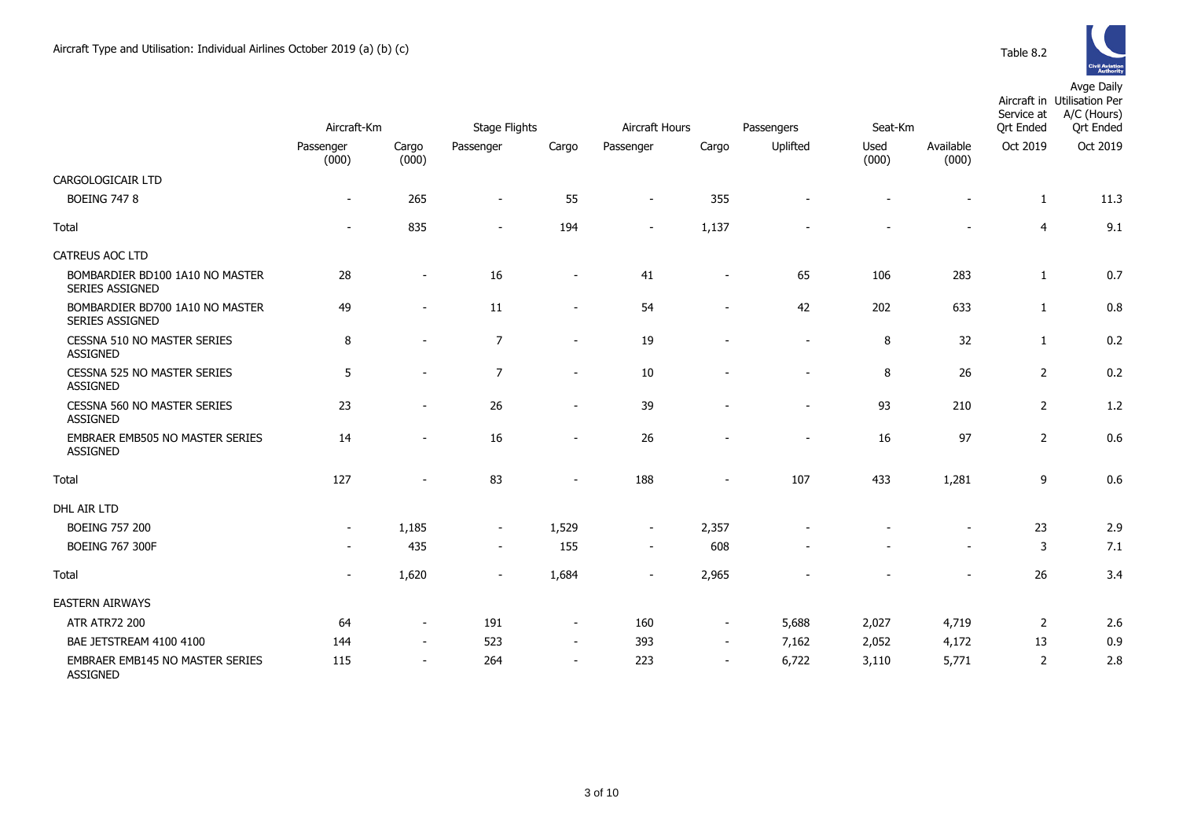Aircraft Type and Utilisation: Individual Airlines October 2019 (a) (b) (c)

Table 8.2

| | Aircraft-Km | | Stage Flights | | Aircraft Hours | | Passengers | Seat-Km | | Aircraft in Service at Qrt Ended | Avge Daily Utilisation Per A/C (Hours) Qrt Ended |
|---|---|---|---|---|---|---|---|---|---|---|---|
| | Passenger (000) | Cargo (000) | Passenger | Cargo | Passenger | Cargo | Uplifted | Used (000) | Available (000) | Oct 2019 | Oct 2019 |
| CARGOLOGICAIR LTD | | | | | | | | | | | |
| BOEING 747 8 | - | 265 | - | 55 | - | 355 | - | - | - | 1 | 11.3 |
| Total | - | 835 | - | 194 | - | 1,137 | - | - | - | 4 | 9.1 |
| CATREUS AOC LTD | | | | | | | | | | | |
| BOMBARDIER BD100 1A10 NO MASTER SERIES ASSIGNED | 28 | - | 16 | - | 41 | - | 65 | 106 | 283 | 1 | 0.7 |
| BOMBARDIER BD700 1A10 NO MASTER SERIES ASSIGNED | 49 | - | 11 | - | 54 | - | 42 | 202 | 633 | 1 | 0.8 |
| CESSNA 510 NO MASTER SERIES ASSIGNED | 8 | - | 7 | - | 19 | - | - | 8 | 32 | 1 | 0.2 |
| CESSNA 525 NO MASTER SERIES ASSIGNED | 5 | - | 7 | - | 10 | - | - | 8 | 26 | 2 | 0.2 |
| CESSNA 560 NO MASTER SERIES ASSIGNED | 23 | - | 26 | - | 39 | - | - | 93 | 210 | 2 | 1.2 |
| EMBRAER EMB505 NO MASTER SERIES ASSIGNED | 14 | - | 16 | - | 26 | - | - | 16 | 97 | 2 | 0.6 |
| Total | 127 | - | 83 | - | 188 | - | 107 | 433 | 1,281 | 9 | 0.6 |
| DHL AIR LTD | | | | | | | | | | | |
| BOEING 757 200 | - | 1,185 | - | 1,529 | - | 2,357 | - | - | - | 23 | 2.9 |
| BOEING 767 300F | - | 435 | - | 155 | - | 608 | - | - | - | 3 | 7.1 |
| Total | - | 1,620 | - | 1,684 | - | 2,965 | - | - | - | 26 | 3.4 |
| EASTERN AIRWAYS | | | | | | | | | | | |
| ATR ATR72 200 | 64 | - | 191 | - | 160 | - | 5,688 | 2,027 | 4,719 | 2 | 2.6 |
| BAE JETSTREAM 4100 4100 | 144 | - | 523 | - | 393 | - | 7,162 | 2,052 | 4,172 | 13 | 0.9 |
| EMBRAER EMB145 NO MASTER SERIES ASSIGNED | 115 | - | 264 | - | 223 | - | 6,722 | 3,110 | 5,771 | 2 | 2.8 |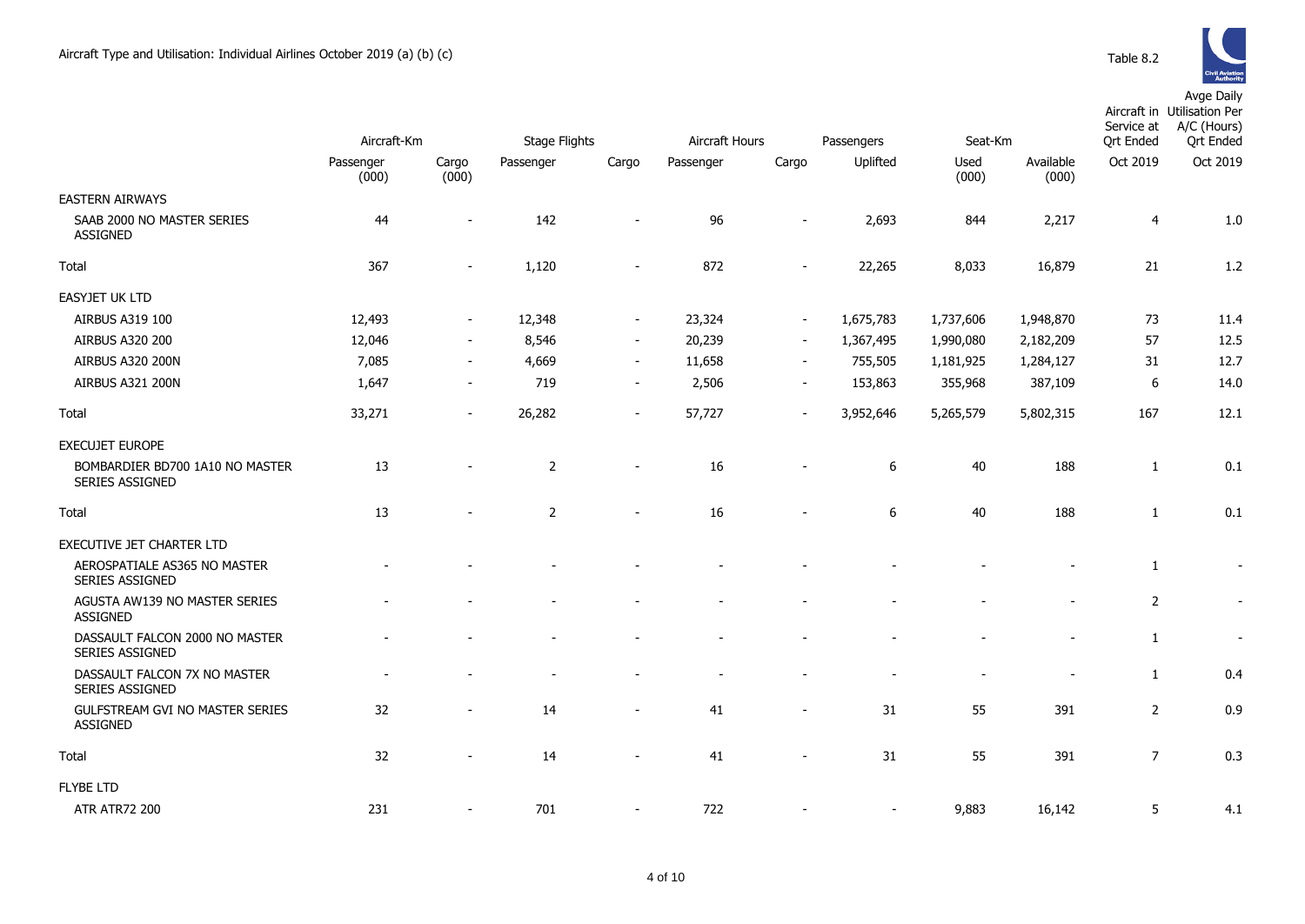Aircraft Type and Utilisation: Individual Airlines October 2019 (a) (b) (c)

Table 8.2

| | Aircraft-Km | | Stage Flights | | Aircraft Hours | | Passengers | Seat-Km | | Aircraft in Service at Qrt Ended | Avge Daily Utilisation Per A/C (Hours) Qrt Ended |
|---|---|---|---|---|---|---|---|---|---|---|---|
| | Passenger (000) | Cargo (000) | Passenger | Cargo | Passenger | Cargo | Uplifted | Used (000) | Available (000) | Oct 2019 | Oct 2019 |
| EASTERN AIRWAYS | | | | | | | | | | | |
| SAAB 2000 NO MASTER SERIES ASSIGNED | 44 | - | 142 | - | 96 | - | 2,693 | 844 | 2,217 | 4 | 1.0 |
| Total | 367 | - | 1,120 | - | 872 | - | 22,265 | 8,033 | 16,879 | 21 | 1.2 |
| EASYJET UK LTD | | | | | | | | | | | |
| AIRBUS A319 100 | 12,493 | - | 12,348 | - | 23,324 | - | 1,675,783 | 1,737,606 | 1,948,870 | 73 | 11.4 |
| AIRBUS A320 200 | 12,046 | - | 8,546 | - | 20,239 | - | 1,367,495 | 1,990,080 | 2,182,209 | 57 | 12.5 |
| AIRBUS A320 200N | 7,085 | - | 4,669 | - | 11,658 | - | 755,505 | 1,181,925 | 1,284,127 | 31 | 12.7 |
| AIRBUS A321 200N | 1,647 | - | 719 | - | 2,506 | - | 153,863 | 355,968 | 387,109 | 6 | 14.0 |
| Total | 33,271 | - | 26,282 | - | 57,727 | - | 3,952,646 | 5,265,579 | 5,802,315 | 167 | 12.1 |
| EXECUJET EUROPE | | | | | | | | | | | |
| BOMBARDIER BD700 1A10 NO MASTER SERIES ASSIGNED | 13 | - | 2 | - | 16 | - | 6 | 40 | 188 | 1 | 0.1 |
| Total | 13 | - | 2 | - | 16 | - | 6 | 40 | 188 | 1 | 0.1 |
| EXECUTIVE JET CHARTER LTD | | | | | | | | | | | |
| AEROSPATIALE AS365 NO MASTER SERIES ASSIGNED | - | - | - | - | - | - | - | - | - | 1 | - |
| AGUSTA AW139 NO MASTER SERIES ASSIGNED | - | - | - | - | - | - | - | - | - | 2 | - |
| DASSAULT FALCON 2000 NO MASTER SERIES ASSIGNED | - | - | - | - | - | - | - | - | - | 1 | - |
| DASSAULT FALCON 7X NO MASTER SERIES ASSIGNED | - | - | - | - | - | - | - | - | - | 1 | 0.4 |
| GULFSTREAM GVI NO MASTER SERIES ASSIGNED | 32 | - | 14 | - | 41 | - | 31 | 55 | 391 | 2 | 0.9 |
| Total | 32 | - | 14 | - | 41 | - | 31 | 55 | 391 | 7 | 0.3 |
| FLYBE LTD | | | | | | | | | | | |
| ATR ATR72 200 | 231 | - | 701 | - | 722 | - | - | 9,883 | 16,142 | 5 | 4.1 |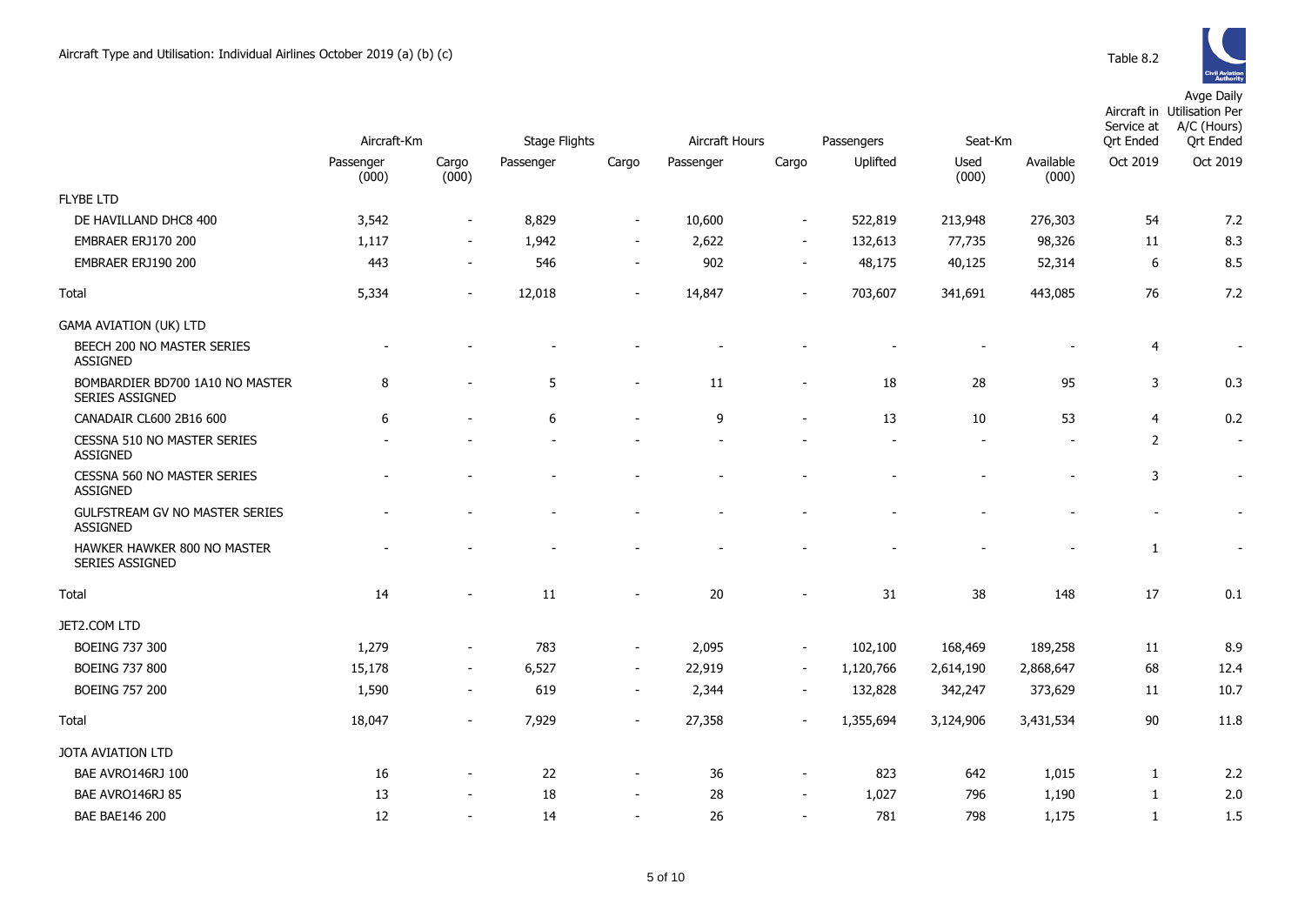# Aircraft Type and Utilisation: Individual Airlines October 2019 (a) (b) (c)

Table 8.2

| | Aircraft-Km | | Stage Flights | | Aircraft Hours | | Passengers | Seat-Km | | Aircraft in Service at Qrt Ended | Avge Daily Utilisation Per A/C (Hours) Qrt Ended |
|---|---|---|---|---|---|---|---|---|---|---|---|
| | Passenger (000) | Cargo (000) | Passenger | Cargo | Passenger | Cargo | Uplifted | Used (000) | Available (000) | Oct 2019 | Oct 2019 |
| **FLYBE LTD** | | | | | | | | | | | |
| DE HAVILLAND DHC8 400 | 3,542 | - | 8,829 | - | 10,600 | - | 522,819 | 213,948 | 276,303 | 54 | 7.2 |
| EMBRAER ERJ170 200 | 1,117 | - | 1,942 | - | 2,622 | - | 132,613 | 77,735 | 98,326 | 11 | 8.3 |
| EMBRAER ERJ190 200 | 443 | - | 546 | - | 902 | - | 48,175 | 40,125 | 52,314 | 6 | 8.5 |
| Total | 5,334 | - | 12,018 | - | 14,847 | - | 703,607 | 341,691 | 443,085 | 76 | 7.2 |
| **GAMA AVIATION (UK) LTD** | | | | | | | | | | | |
| BEECH 200 NO MASTER SERIES ASSIGNED | - | - | - | - | - | - | - | - | - | 4 | - |
| BOMBARDIER BD700 1A10 NO MASTER SERIES ASSIGNED | 8 | - | 5 | - | 11 | - | 18 | 28 | 95 | 3 | 0.3 |
| CANADAIR CL600 2B16 600 | 6 | - | 6 | - | 9 | - | 13 | 10 | 53 | 4 | 0.2 |
| CESSNA 510 NO MASTER SERIES ASSIGNED | - | - | - | - | - | - | - | - | - | 2 | - |
| CESSNA 560 NO MASTER SERIES ASSIGNED | - | - | - | - | - | - | - | - | - | 3 | - |
| GULFSTREAM GV NO MASTER SERIES ASSIGNED | - | - | - | - | - | - | - | - | - | - | - |
| HAWKER HAWKER 800 NO MASTER SERIES ASSIGNED | - | - | - | - | - | - | - | - | - | 1 | - |
| Total | 14 | - | 11 | - | 20 | - | 31 | 38 | 148 | 17 | 0.1 |
| **JET2.COM LTD** | | | | | | | | | | | |
| BOEING 737 300 | 1,279 | - | 783 | - | 2,095 | - | 102,100 | 168,469 | 189,258 | 11 | 8.9 |
| BOEING 737 800 | 15,178 | - | 6,527 | - | 22,919 | - | 1,120,766 | 2,614,190 | 2,868,647 | 68 | 12.4 |
| BOEING 757 200 | 1,590 | - | 619 | - | 2,344 | - | 132,828 | 342,247 | 373,629 | 11 | 10.7 |
| Total | 18,047 | - | 7,929 | - | 27,358 | - | 1,355,694 | 3,124,906 | 3,431,534 | 90 | 11.8 |
| **JOTA AVIATION LTD** | | | | | | | | | | | |
| BAE AVRO146RJ 100 | 16 | - | 22 | - | 36 | - | 823 | 642 | 1,015 | 1 | 2.2 |
| BAE AVRO146RJ 85 | 13 | - | 18 | - | 28 | - | 1,027 | 796 | 1,190 | 1 | 2.0 |
| BAE BAE146 200 | 12 | - | 14 | - | 26 | - | 781 | 798 | 1,175 | 1 | 1.5 |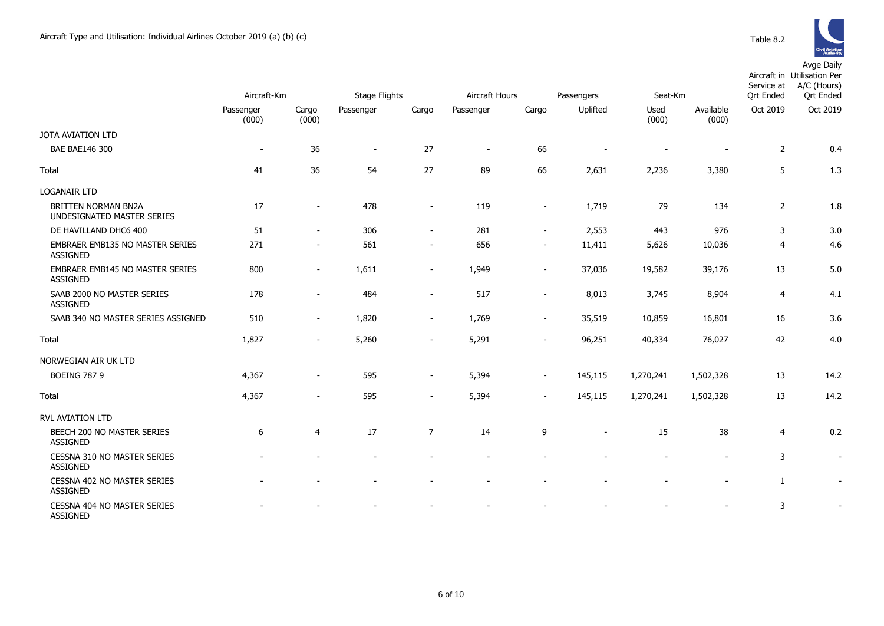Aircraft Type and Utilisation: Individual Airlines October 2019 (a) (b) (c)

Table 8.2

| | Aircraft-Km | | Stage Flights | | Aircraft Hours | | Passengers | Seat-Km | | Aircraft in Service at Qrt Ended | Avge Daily Utilisation Per A/C (Hours) Qrt Ended |
|---|---|---|---|---|---|---|---|---|---|---|---|
| | Passenger (000) | Cargo (000) | Passenger | Cargo | Passenger | Cargo | Uplifted | Used (000) | Available (000) | Oct 2019 | Oct 2019 |
| JOTA AVIATION LTD | | | | | | | | | | | |
| BAE BAE146 300 | - | 36 | - | 27 | - | 66 | - | - | - | 2 | 0.4 |
| Total | 41 | 36 | 54 | 27 | 89 | 66 | 2,631 | 2,236 | 3,380 | 5 | 1.3 |
| LOGANAIR LTD | | | | | | | | | | | |
| BRITTEN NORMAN BN2A UNDESIGNATED MASTER SERIES | 17 | - | 478 | - | 119 | - | 1,719 | 79 | 134 | 2 | 1.8 |
| DE HAVILLAND DHC6 400 | 51 | - | 306 | - | 281 | - | 2,553 | 443 | 976 | 3 | 3.0 |
| EMBRAER EMB135 NO MASTER SERIES ASSIGNED | 271 | - | 561 | - | 656 | - | 11,411 | 5,626 | 10,036 | 4 | 4.6 |
| EMBRAER EMB145 NO MASTER SERIES ASSIGNED | 800 | - | 1,611 | - | 1,949 | - | 37,036 | 19,582 | 39,176 | 13 | 5.0 |
| SAAB 2000 NO MASTER SERIES ASSIGNED | 178 | - | 484 | - | 517 | - | 8,013 | 3,745 | 8,904 | 4 | 4.1 |
| SAAB 340 NO MASTER SERIES ASSIGNED | 510 | - | 1,820 | - | 1,769 | - | 35,519 | 10,859 | 16,801 | 16 | 3.6 |
| Total | 1,827 | - | 5,260 | - | 5,291 | - | 96,251 | 40,334 | 76,027 | 42 | 4.0 |
| NORWEGIAN AIR UK LTD | | | | | | | | | | | |
| BOEING 787 9 | 4,367 | - | 595 | - | 5,394 | - | 145,115 | 1,270,241 | 1,502,328 | 13 | 14.2 |
| Total | 4,367 | - | 595 | - | 5,394 | - | 145,115 | 1,270,241 | 1,502,328 | 13 | 14.2 |
| RVL AVIATION LTD | | | | | | | | | | | |
| BEECH 200 NO MASTER SERIES ASSIGNED | 6 | 4 | 17 | 7 | 14 | 9 | - | 15 | 38 | 4 | 0.2 |
| CESSNA 310 NO MASTER SERIES ASSIGNED | - | - | - | - | - | - | - | - | - | 3 | - |
| CESSNA 402 NO MASTER SERIES ASSIGNED | - | - | - | - | - | - | - | - | - | 1 | - |
| CESSNA 404 NO MASTER SERIES ASSIGNED | - | - | - | - | - | - | - | - | - | 3 | - |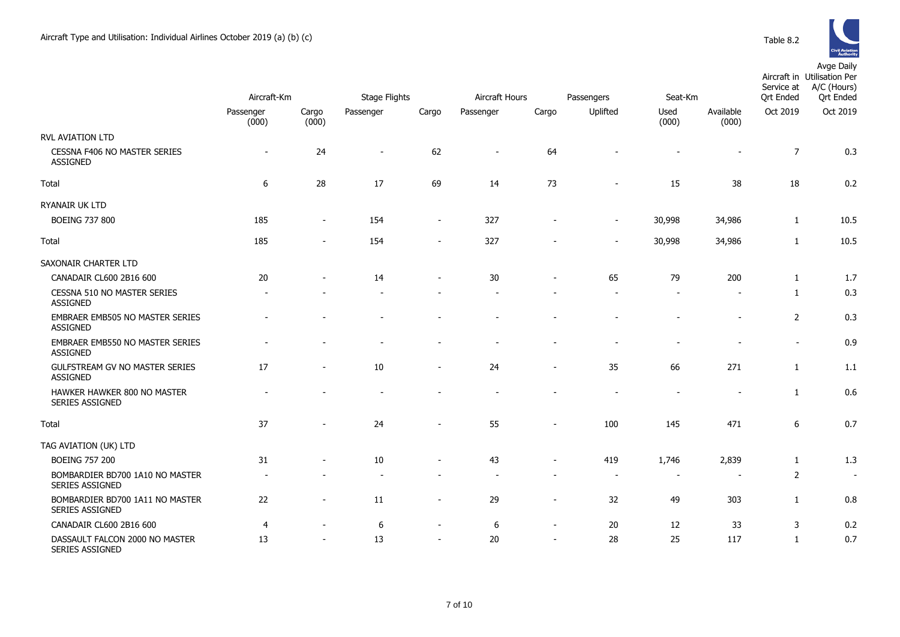Aircraft Type and Utilisation: Individual Airlines October 2019 (a) (b) (c)

Table 8.2

| | Aircraft-Km | | Stage Flights | | Aircraft Hours | | Passengers | Seat-Km | | Aircraft in Service at Qrt Ended | Avge Daily Utilisation Per A/C (Hours) Qrt Ended |
|---|---|---|---|---|---|---|---|---|---|---|---|
| | Passenger (000) | Cargo (000) | Passenger | Cargo | Passenger | Cargo | Uplifted | Used (000) | Available (000) | Oct 2019 | Oct 2019 |
| RVL AVIATION LTD | | | | | | | | | | | |
| CESSNA F406 NO MASTER SERIES ASSIGNED | - | 24 | - | 62 | - | 64 | - | - | - | 7 | 0.3 |
| Total | 6 | 28 | 17 | 69 | 14 | 73 | - | 15 | 38 | 18 | 0.2 |
| RYANAIR UK LTD | | | | | | | | | | | |
| BOEING 737 800 | 185 | - | 154 | - | 327 | - | - | 30,998 | 34,986 | 1 | 10.5 |
| Total | 185 | - | 154 | - | 327 | - | - | 30,998 | 34,986 | 1 | 10.5 |
| SAXONAIR CHARTER LTD | | | | | | | | | | | |
| CANADAIR CL600 2B16 600 | 20 | - | 14 | - | 30 | - | 65 | 79 | 200 | 1 | 1.7 |
| CESSNA 510 NO MASTER SERIES ASSIGNED | - | - | - | - | - | - | - | - | - | 1 | 0.3 |
| EMBRAER EMB505 NO MASTER SERIES ASSIGNED | - | - | - | - | - | - | - | - | - | 2 | 0.3 |
| EMBRAER EMB550 NO MASTER SERIES ASSIGNED | - | - | - | - | - | - | - | - | - | - | 0.9 |
| GULFSTREAM GV NO MASTER SERIES ASSIGNED | 17 | - | 10 | - | 24 | - | 35 | 66 | 271 | 1 | 1.1 |
| HAWKER HAWKER 800 NO MASTER SERIES ASSIGNED | - | - | - | - | - | - | - | - | - | 1 | 0.6 |
| Total | 37 | - | 24 | - | 55 | - | 100 | 145 | 471 | 6 | 0.7 |
| TAG AVIATION (UK) LTD | | | | | | | | | | | |
| BOEING 757 200 | 31 | - | 10 | - | 43 | - | 419 | 1,746 | 2,839 | 1 | 1.3 |
| BOMBARDIER BD700 1A10 NO MASTER SERIES ASSIGNED | - | - | - | - | - | - | - | - | - | 2 | - |
| BOMBARDIER BD700 1A11 NO MASTER SERIES ASSIGNED | 22 | - | 11 | - | 29 | - | 32 | 49 | 303 | 1 | 0.8 |
| CANADAIR CL600 2B16 600 | 4 | - | 6 | - | 6 | - | 20 | 12 | 33 | 3 | 0.2 |
| DASSAULT FALCON 2000 NO MASTER SERIES ASSIGNED | 13 | - | 13 | - | 20 | - | 28 | 25 | 117 | 1 | 0.7 |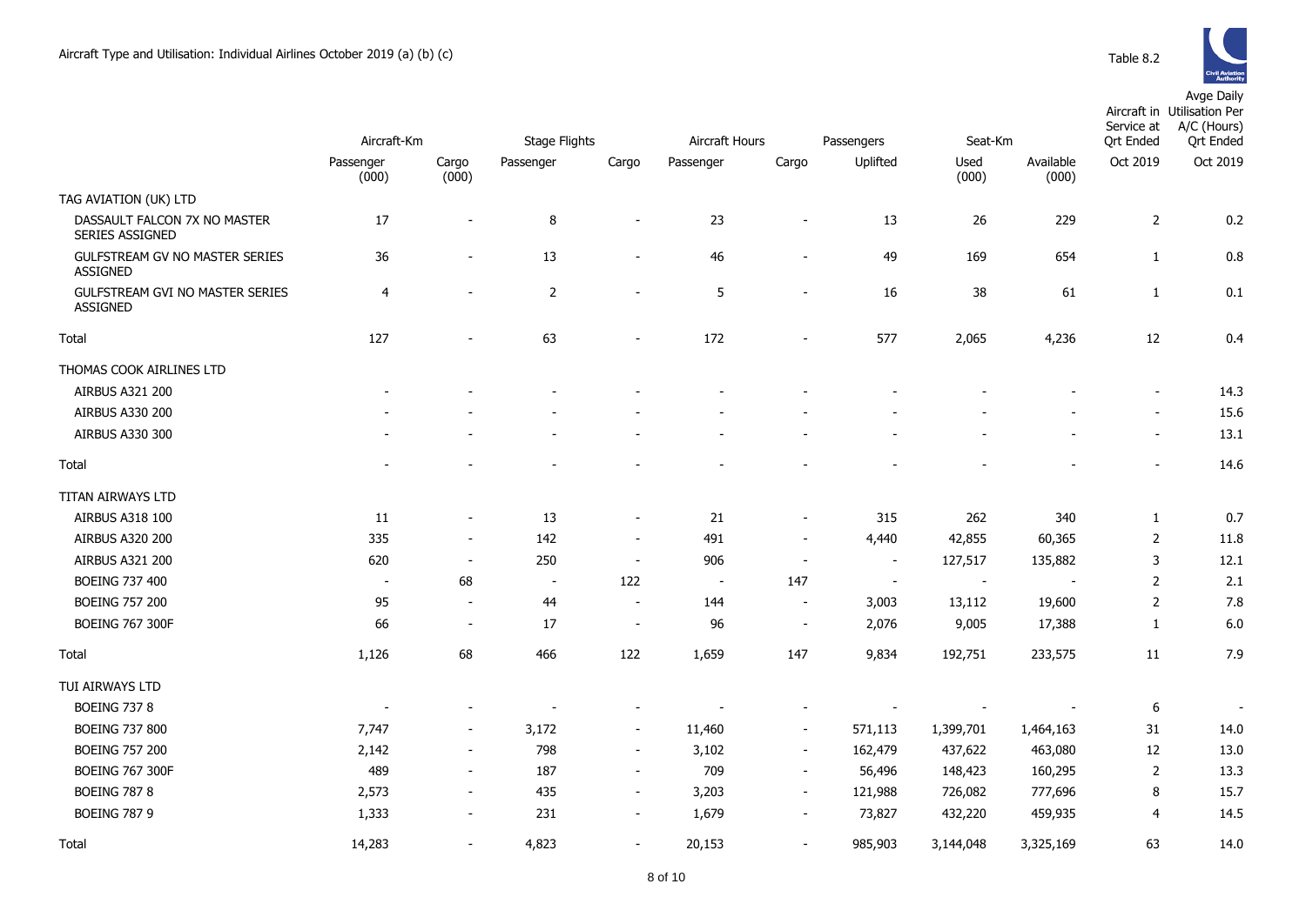Aircraft Type and Utilisation: Individual Airlines October 2019 (a) (b) (c)

Table 8.2

| | Aircraft-Km | | Stage Flights | | Aircraft Hours | | Passengers | Seat-Km | | Aircraft in Service at Qrt Ended | Avge Daily Utilisation Per A/C (Hours) Qrt Ended |
|---|---|---|---|---|---|---|---|---|---|---|---|
| | Passenger (000) | Cargo (000) | Passenger | Cargo | Passenger | Cargo | Uplifted | Used (000) | Available (000) | Oct 2019 | Oct 2019 |
| TAG AVIATION (UK) LTD | | | | | | | | | | | |
| DASSAULT FALCON 7X NO MASTER SERIES ASSIGNED | 17 | - | 8 | - | 23 | - | 13 | 26 | 229 | 2 | 0.2 |
| GULFSTREAM GV NO MASTER SERIES ASSIGNED | 36 | - | 13 | - | 46 | - | 49 | 169 | 654 | 1 | 0.8 |
| GULFSTREAM GVI NO MASTER SERIES ASSIGNED | 4 | - | 2 | - | 5 | - | 16 | 38 | 61 | 1 | 0.1 |
| Total | 127 | - | 63 | - | 172 | - | 577 | 2,065 | 4,236 | 12 | 0.4 |
| THOMAS COOK AIRLINES LTD | | | | | | | | | | | |
| AIRBUS A321 200 | - | - | - | - | - | - | - | - | - | - | 14.3 |
| AIRBUS A330 200 | - | - | - | - | - | - | - | - | - | - | 15.6 |
| AIRBUS A330 300 | - | - | - | - | - | - | - | - | - | - | 13.1 |
| Total | - | - | - | - | - | - | - | - | - | - | 14.6 |
| TITAN AIRWAYS LTD | | | | | | | | | | | |
| AIRBUS A318 100 | 11 | - | 13 | - | 21 | - | 315 | 262 | 340 | 1 | 0.7 |
| AIRBUS A320 200 | 335 | - | 142 | - | 491 | - | 4,440 | 42,855 | 60,365 | 2 | 11.8 |
| AIRBUS A321 200 | 620 | - | 250 | - | 906 | - | - | 127,517 | 135,882 | 3 | 12.1 |
| BOEING 737 400 | - | 68 | - | 122 | - | 147 | - | - | - | 2 | 2.1 |
| BOEING 757 200 | 95 | - | 44 | - | 144 | - | 3,003 | 13,112 | 19,600 | 2 | 7.8 |
| BOEING 767 300F | 66 | - | 17 | - | 96 | - | 2,076 | 9,005 | 17,388 | 1 | 6.0 |
| Total | 1,126 | 68 | 466 | 122 | 1,659 | 147 | 9,834 | 192,751 | 233,575 | 11 | 7.9 |
| TUI AIRWAYS LTD | | | | | | | | | | | |
| BOEING 737 8 | - | - | - | - | - | - | - | - | - | 6 | - |
| BOEING 737 800 | 7,747 | - | 3,172 | - | 11,460 | - | 571,113 | 1,399,701 | 1,464,163 | 31 | 14.0 |
| BOEING 757 200 | 2,142 | - | 798 | - | 3,102 | - | 162,479 | 437,622 | 463,080 | 12 | 13.0 |
| BOEING 767 300F | 489 | - | 187 | - | 709 | - | 56,496 | 148,423 | 160,295 | 2 | 13.3 |
| BOEING 787 8 | 2,573 | - | 435 | - | 3,203 | - | 121,988 | 726,082 | 777,696 | 8 | 15.7 |
| BOEING 787 9 | 1,333 | - | 231 | - | 1,679 | - | 73,827 | 432,220 | 459,935 | 4 | 14.5 |
| Total | 14,283 | - | 4,823 | - | 20,153 | - | 985,903 | 3,144,048 | 3,325,169 | 63 | 14.0 |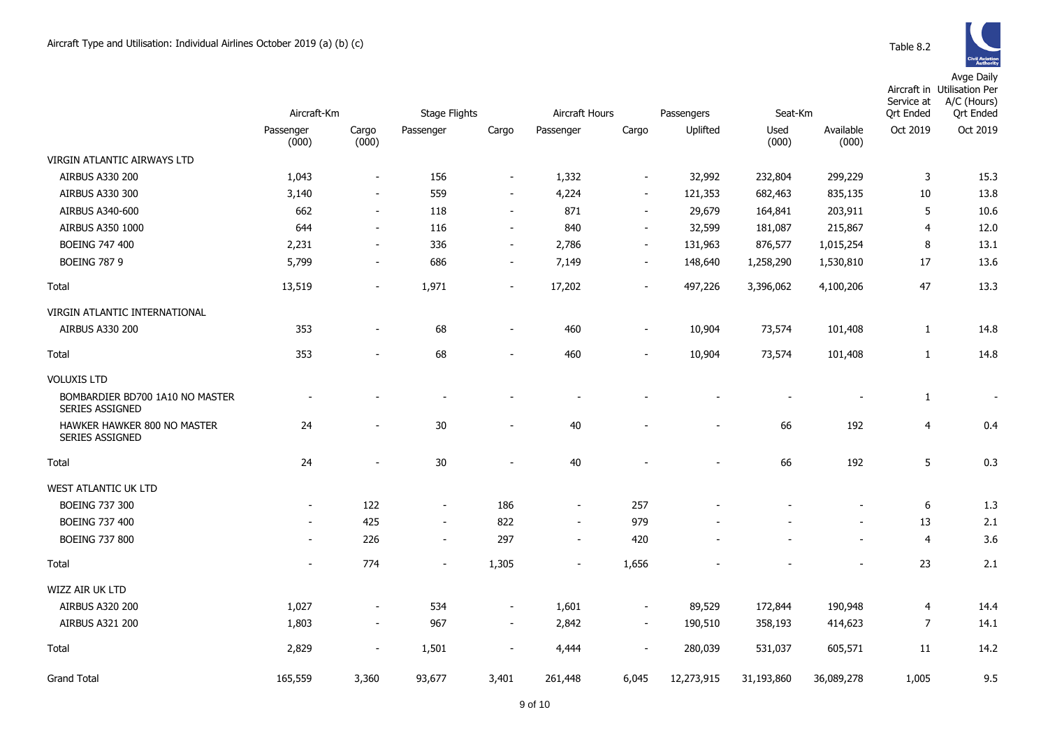Aircraft Type and Utilisation: Individual Airlines October 2019 (a) (b) (c)

Table 8.2

| | Aircraft-Km | | Stage Flights | | Aircraft Hours | | Passengers | Seat-Km | | Aircraft in Service at Qrt Ended | Avge Daily Utilisation Per A/C (Hours) Qrt Ended |
|---|---|---|---|---|---|---|---|---|---|---|---|
| | Passenger (000) | Cargo (000) | Passenger | Cargo | Passenger | Cargo | Uplifted | Used (000) | Available (000) | Oct 2019 | Oct 2019 |
| VIRGIN ATLANTIC AIRWAYS LTD | | | | | | | | | | | |
| AIRBUS A330 200 | 1,043 | - | 156 | - | 1,332 | - | 32,992 | 232,804 | 299,229 | 3 | 15.3 |
| AIRBUS A330 300 | 3,140 | - | 559 | - | 4,224 | - | 121,353 | 682,463 | 835,135 | 10 | 13.8 |
| AIRBUS A340-600 | 662 | - | 118 | - | 871 | - | 29,679 | 164,841 | 203,911 | 5 | 10.6 |
| AIRBUS A350 1000 | 644 | - | 116 | - | 840 | - | 32,599 | 181,087 | 215,867 | 4 | 12.0 |
| BOEING 747 400 | 2,231 | - | 336 | - | 2,786 | - | 131,963 | 876,577 | 1,015,254 | 8 | 13.1 |
| BOEING 787 9 | 5,799 | - | 686 | - | 7,149 | - | 148,640 | 1,258,290 | 1,530,810 | 17 | 13.6 |
| Total | 13,519 | - | 1,971 | - | 17,202 | - | 497,226 | 3,396,062 | 4,100,206 | 47 | 13.3 |
| VIRGIN ATLANTIC INTERNATIONAL | | | | | | | | | | | |
| AIRBUS A330 200 | 353 | - | 68 | - | 460 | - | 10,904 | 73,574 | 101,408 | 1 | 14.8 |
| Total | 353 | - | 68 | - | 460 | - | 10,904 | 73,574 | 101,408 | 1 | 14.8 |
| VOLUXIS LTD | | | | | | | | | | | |
| BOMBARDIER BD700 1A10 NO MASTER SERIES ASSIGNED | - | - | - | - | - | - | - | - | - | 1 | - |
| HAWKER HAWKER 800 NO MASTER SERIES ASSIGNED | 24 | - | 30 | - | 40 | - | - | 66 | 192 | 4 | 0.4 |
| Total | 24 | - | 30 | - | 40 | - | - | 66 | 192 | 5 | 0.3 |
| WEST ATLANTIC UK LTD | | | | | | | | | | | |
| BOEING 737 300 | - | 122 | - | 186 | - | 257 | - | - | - | 6 | 1.3 |
| BOEING 737 400 | - | 425 | - | 822 | - | 979 | - | - | - | 13 | 2.1 |
| BOEING 737 800 | - | 226 | - | 297 | - | 420 | - | - | - | 4 | 3.6 |
| Total | - | 774 | - | 1,305 | - | 1,656 | - | - | - | 23 | 2.1 |
| WIZZ AIR UK LTD | | | | | | | | | | | |
| AIRBUS A320 200 | 1,027 | - | 534 | - | 1,601 | - | 89,529 | 172,844 | 190,948 | 4 | 14.4 |
| AIRBUS A321 200 | 1,803 | - | 967 | - | 2,842 | - | 190,510 | 358,193 | 414,623 | 7 | 14.1 |
| Total | 2,829 | - | 1,501 | - | 4,444 | - | 280,039 | 531,037 | 605,571 | 11 | 14.2 |
| Grand Total | 165,559 | 3,360 | 93,677 | 3,401 | 261,448 | 6,045 | 12,273,915 | 31,193,860 | 36,089,278 | 1,005 | 9.5 |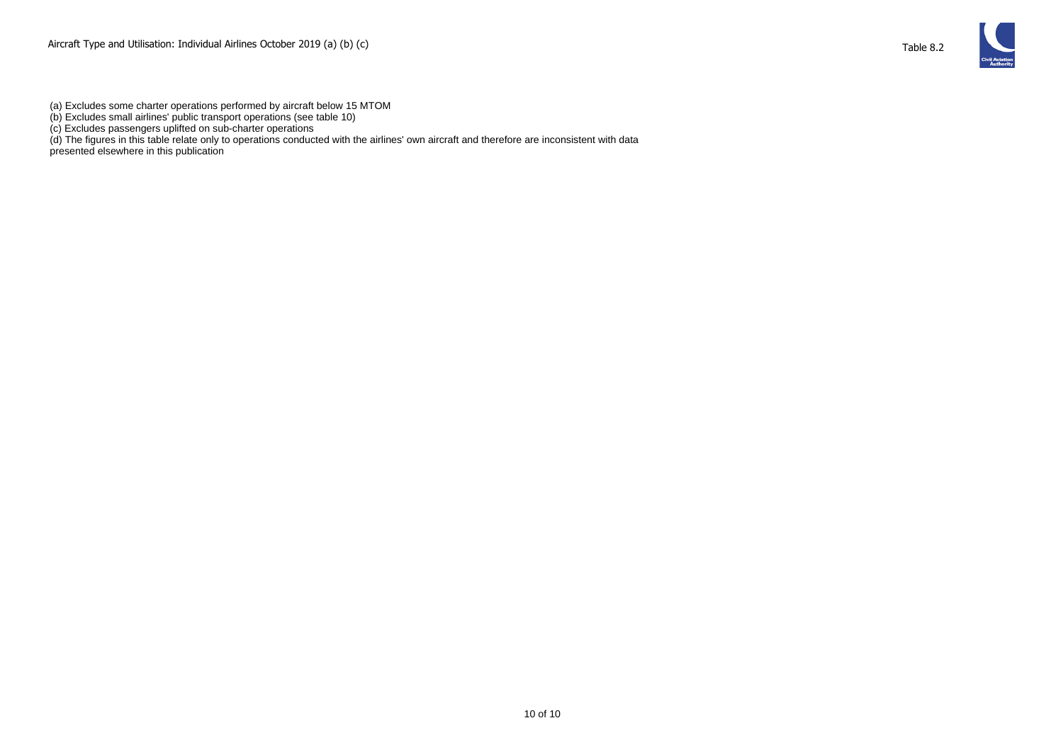Aircraft Type and Utilisation: Individual Airlines October 2019 (a) (b) (c)

Table 8.2

(a) Excludes some charter operations performed by aircraft below 15 MTOM
(b) Excludes small airlines' public transport operations (see table 10)
(c) Excludes passengers uplifted on sub-charter operations
(d) The figures in this table relate only to operations conducted with the airlines' own aircraft and therefore are inconsistent with data presented elsewhere in this publication